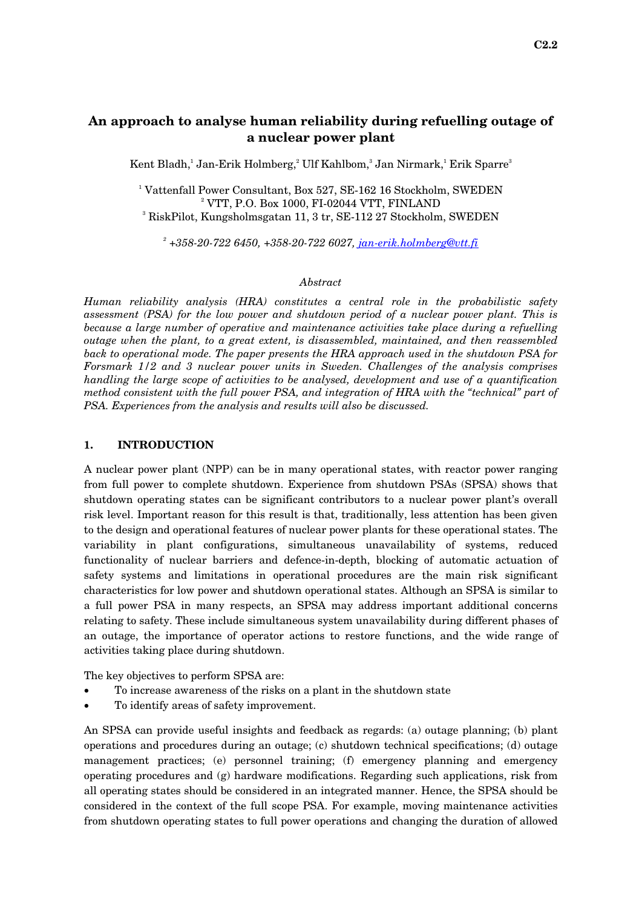# An approach to analyse human reliability during refuelling outage of a nuclear power plant

Kent Bladh,[1] Jan-Erik Holmberg,[2] Ulf Kahlbom,[3] Jan Nirmark,[1] Erik Sparre[3]

[1] Vattenfall Power Consultant, Box 527, SE-162 16 Stockholm, SWEDEN
[2] VTT, P.O. Box 1000, FI-02044 VTT, FINLAND
[3] RiskPilot, Kungsholmsgatan 11, 3 tr, SE-112 27 Stockholm, SWEDEN

[2] *+358-20-722 6450, +358-20-722 6027, jan-erik.holmberg@vtt.fi*

*Abstract*

*Human reliability analysis (HRA) constitutes a central role in the probabilistic safety assessment (PSA) for the low power and shutdown period of a nuclear power plant. This is because a large number of operative and maintenance activities take place during a refuelling outage when the plant, to a great extent, is disassembled, maintained, and then reassembled back to operational mode. The paper presents the HRA approach used in the shutdown PSA for Forsmark 1/2 and 3 nuclear power units in Sweden. Challenges of the analysis comprises handling the large scope of activities to be analysed, development and use of a quantification method consistent with the full power PSA, and integration of HRA with the "technical" part of PSA. Experiences from the analysis and results will also be discussed.*

## 1. INTRODUCTION

A nuclear power plant (NPP) can be in many operational states, with reactor power ranging from full power to complete shutdown. Experience from shutdown PSAs (SPSA) shows that shutdown operating states can be significant contributors to a nuclear power plant's overall risk level. Important reason for this result is that, traditionally, less attention has been given to the design and operational features of nuclear power plants for these operational states. The variability in plant configurations, simultaneous unavailability of systems, reduced functionality of nuclear barriers and defence-in-depth, blocking of automatic actuation of safety systems and limitations in operational procedures are the main risk significant characteristics for low power and shutdown operational states. Although an SPSA is similar to a full power PSA in many respects, an SPSA may address important additional concerns relating to safety. These include simultaneous system unavailability during different phases of an outage, the importance of operator actions to restore functions, and the wide range of activities taking place during shutdown.

The key objectives to perform SPSA are:

- To increase awareness of the risks on a plant in the shutdown state
- To identify areas of safety improvement.

An SPSA can provide useful insights and feedback as regards: (a) outage planning; (b) plant operations and procedures during an outage; (c) shutdown technical specifications; (d) outage management practices; (e) personnel training; (f) emergency planning and emergency operating procedures and (g) hardware modifications. Regarding such applications, risk from all operating states should be considered in an integrated manner. Hence, the SPSA should be considered in the context of the full scope PSA. For example, moving maintenance activities from shutdown operating states to full power operations and changing the duration of allowed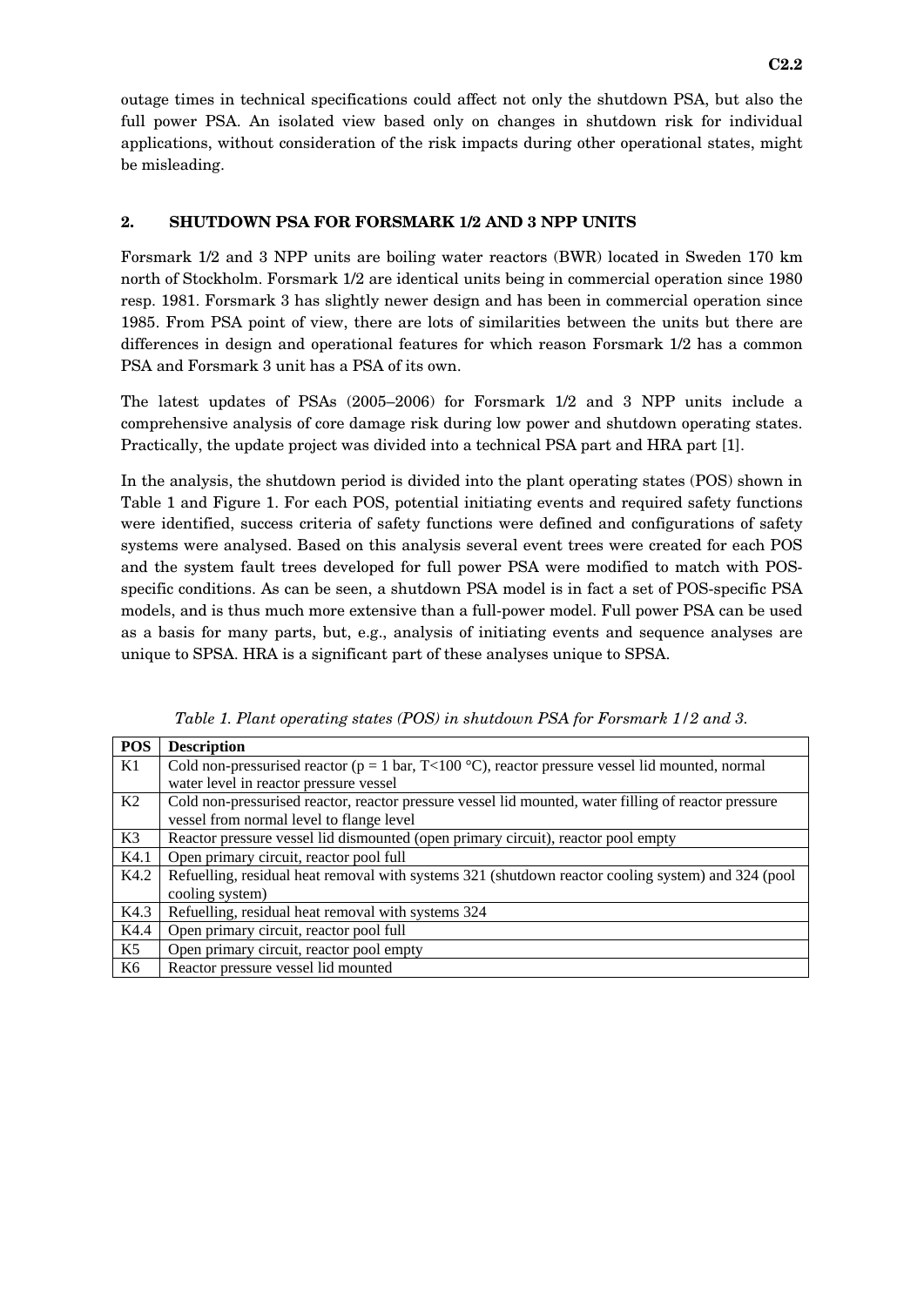outage times in technical specifications could affect not only the shutdown PSA, but also the full power PSA. An isolated view based only on changes in shutdown risk for individual applications, without consideration of the risk impacts during other operational states, might be misleading.

## 2. SHUTDOWN PSA FOR FORSMARK 1/2 AND 3 NPP UNITS

Forsmark 1/2 and 3 NPP units are boiling water reactors (BWR) located in Sweden 170 km north of Stockholm. Forsmark 1/2 are identical units being in commercial operation since 1980 resp. 1981. Forsmark 3 has slightly newer design and has been in commercial operation since 1985. From PSA point of view, there are lots of similarities between the units but there are differences in design and operational features for which reason Forsmark 1/2 has a common PSA and Forsmark 3 unit has a PSA of its own.

The latest updates of PSAs (2005–2006) for Forsmark 1/2 and 3 NPP units include a comprehensive analysis of core damage risk during low power and shutdown operating states. Practically, the update project was divided into a technical PSA part and HRA part [1].

In the analysis, the shutdown period is divided into the plant operating states (POS) shown in Table 1 and Figure 1. For each POS, potential initiating events and required safety functions were identified, success criteria of safety functions were defined and configurations of safety systems were analysed. Based on this analysis several event trees were created for each POS and the system fault trees developed for full power PSA were modified to match with POS-specific conditions. As can be seen, a shutdown PSA model is in fact a set of POS-specific PSA models, and is thus much more extensive than a full-power model. Full power PSA can be used as a basis for many parts, but, e.g., analysis of initiating events and sequence analyses are unique to SPSA. HRA is a significant part of these analyses unique to SPSA.

*Table 1. Plant operating states (POS) in shutdown PSA for Forsmark 1/2 and 3.*

| POS | Description |
|---|---|
| K1 | Cold non-pressurised reactor (p = 1 bar, T<100 °C), reactor pressure vessel lid mounted, normal water level in reactor pressure vessel |
| K2 | Cold non-pressurised reactor, reactor pressure vessel lid mounted, water filling of reactor pressure vessel from normal level to flange level |
| K3 | Reactor pressure vessel lid dismounted (open primary circuit), reactor pool empty |
| K4.1 | Open primary circuit, reactor pool full |
| K4.2 | Refuelling, residual heat removal with systems 321 (shutdown reactor cooling system) and 324 (pool cooling system) |
| K4.3 | Refuelling, residual heat removal with systems 324 |
| K4.4 | Open primary circuit, reactor pool full |
| K5 | Open primary circuit, reactor pool empty |
| K6 | Reactor pressure vessel lid mounted |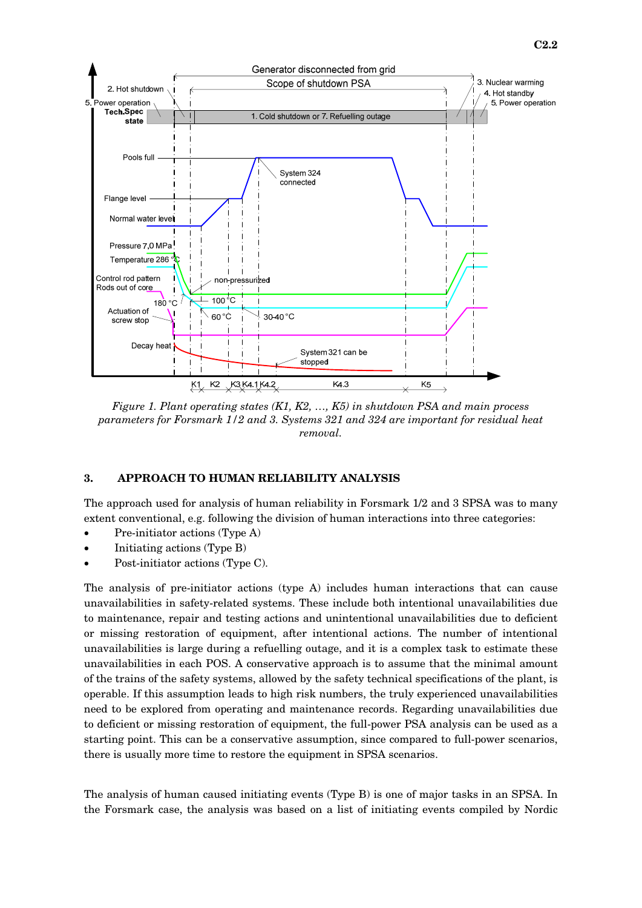*Figure 1. Plant operating states (K1, K2, …, K5) in shutdown PSA and main process parameters for Forsmark 1/2 and 3. Systems 321 and 324 are important for residual heat removal.*

## 3. APPROACH TO HUMAN RELIABILITY ANALYSIS

The approach used for analysis of human reliability in Forsmark 1/2 and 3 SPSA was to many extent conventional, e.g. following the division of human interactions into three categories:

- Pre-initiator actions (Type A)
- Initiating actions (Type B)
- Post-initiator actions (Type C).

The analysis of pre-initiator actions (type A) includes human interactions that can cause unavailabilities in safety-related systems. These include both intentional unavailabilities due to maintenance, repair and testing actions and unintentional unavailabilities due to deficient or missing restoration of equipment, after intentional actions. The number of intentional unavailabilities is large during a refuelling outage, and it is a complex task to estimate these unavailabilities in each POS. A conservative approach is to assume that the minimal amount of the trains of the safety systems, allowed by the safety technical specifications of the plant, is operable. If this assumption leads to high risk numbers, the truly experienced unavailabilities need to be explored from operating and maintenance records. Regarding unavailabilities due to deficient or missing restoration of equipment, the full-power PSA analysis can be used as a starting point. This can be a conservative assumption, since compared to full-power scenarios, there is usually more time to restore the equipment in SPSA scenarios.

The analysis of human caused initiating events (Type B) is one of major tasks in an SPSA. In the Forsmark case, the analysis was based on a list of initiating events compiled by Nordic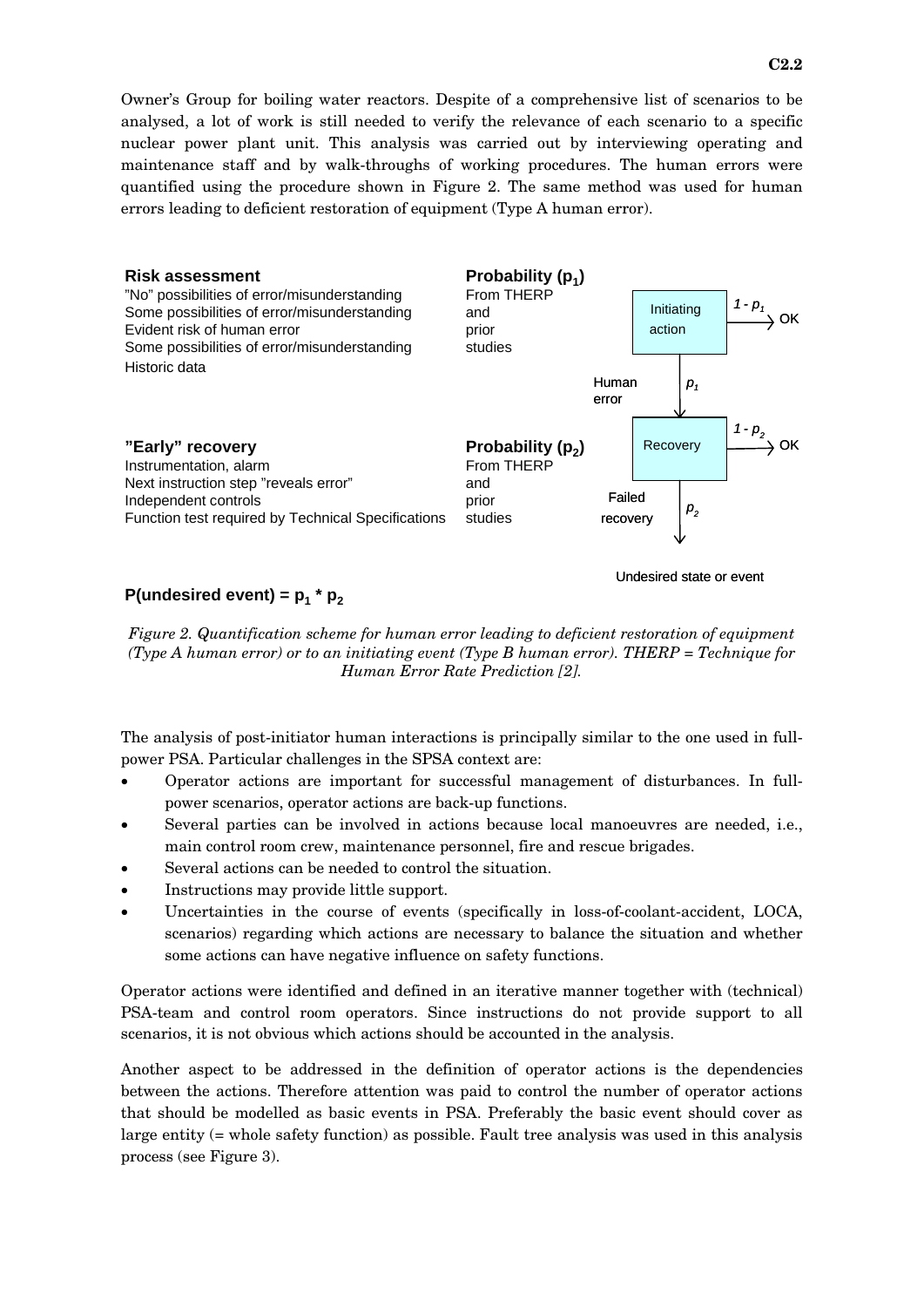Owner's Group for boiling water reactors. Despite of a comprehensive list of scenarios to be analysed, a lot of work is still needed to verify the relevance of each scenario to a specific nuclear power plant unit. This analysis was carried out by interviewing operating and maintenance staff and by walk-throughs of working procedures. The human errors were quantified using the procedure shown in Figure 2. The same method was used for human errors leading to deficient restoration of equipment (Type A human error).

**Risk assessment**
"No" possibilities of error/misunderstanding
Some possibilities of error/misunderstanding
Evident risk of human error
Some possibilities of error/misunderstanding
Historic data

**Probability ($p_1$)**
From THERP and prior studies

Initiating action — $1 - p_1$ → OK
Human error $p_1$ ↓

**"Early" recovery**
Instrumentation, alarm
Next instruction step "reveals error"
Independent controls
Function test required by Technical Specifications

**Probability ($p_2$)**
From THERP and prior studies

Recovery — $1 - p_2$ → OK
Failed recovery $p_2$ ↓

Undesired state or event

**P(undesired event) = $p_1 * p_2$**

*Figure 2. Quantification scheme for human error leading to deficient restoration of equipment (Type A human error) or to an initiating event (Type B human error). THERP = Technique for Human Error Rate Prediction [2].*

The analysis of post-initiator human interactions is principally similar to the one used in full-power PSA. Particular challenges in the SPSA context are:

- Operator actions are important for successful management of disturbances. In full-power scenarios, operator actions are back-up functions.
- Several parties can be involved in actions because local manoeuvres are needed, i.e., main control room crew, maintenance personnel, fire and rescue brigades.
- Several actions can be needed to control the situation.
- Instructions may provide little support.
- Uncertainties in the course of events (specifically in loss-of-coolant-accident, LOCA, scenarios) regarding which actions are necessary to balance the situation and whether some actions can have negative influence on safety functions.

Operator actions were identified and defined in an iterative manner together with (technical) PSA-team and control room operators. Since instructions do not provide support to all scenarios, it is not obvious which actions should be accounted in the analysis.

Another aspect to be addressed in the definition of operator actions is the dependencies between the actions. Therefore attention was paid to control the number of operator actions that should be modelled as basic events in PSA. Preferably the basic event should cover as large entity (= whole safety function) as possible. Fault tree analysis was used in this analysis process (see Figure 3).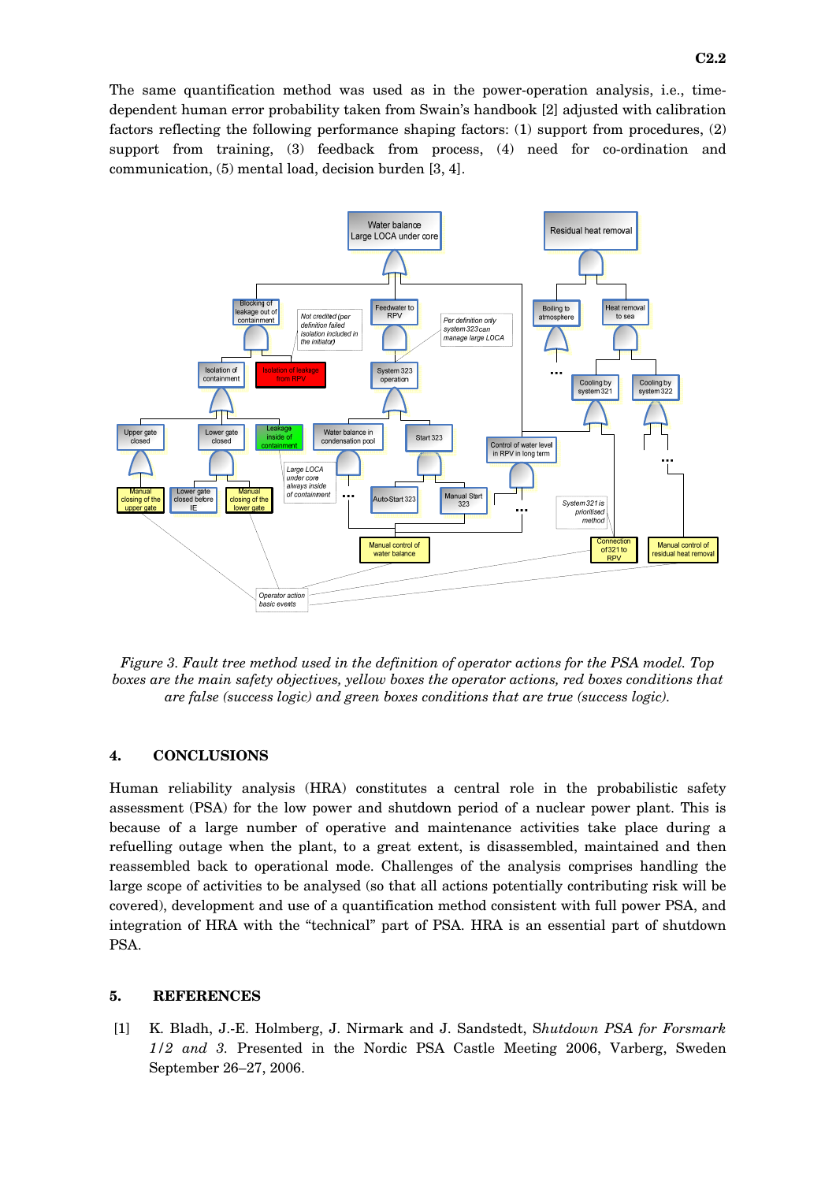The same quantification method was used as in the power-operation analysis, i.e., time-dependent human error probability taken from Swain's handbook [2] adjusted with calibration factors reflecting the following performance shaping factors: (1) support from procedures, (2) support from training, (3) feedback from process, (4) need for co-ordination and communication, (5) mental load, decision burden [3, 4].

*Figure 3. Fault tree method used in the definition of operator actions for the PSA model. Top boxes are the main safety objectives, yellow boxes the operator actions, red boxes conditions that are false (success logic) and green boxes conditions that are true (success logic).*

## 4. CONCLUSIONS

Human reliability analysis (HRA) constitutes a central role in the probabilistic safety assessment (PSA) for the low power and shutdown period of a nuclear power plant. This is because of a large number of operative and maintenance activities take place during a refuelling outage when the plant, to a great extent, is disassembled, maintained and then reassembled back to operational mode. Challenges of the analysis comprises handling the large scope of activities to be analysed (so that all actions potentially contributing risk will be covered), development and use of a quantification method consistent with full power PSA, and integration of HRA with the "technical" part of PSA. HRA is an essential part of shutdown PSA.

## 5. REFERENCES

[1] K. Bladh, J.-E. Holmberg, J. Nirmark and J. Sandstedt, S*hutdown PSA for Forsmark 1/2 and 3.* Presented in the Nordic PSA Castle Meeting 2006, Varberg, Sweden September 26–27, 2006.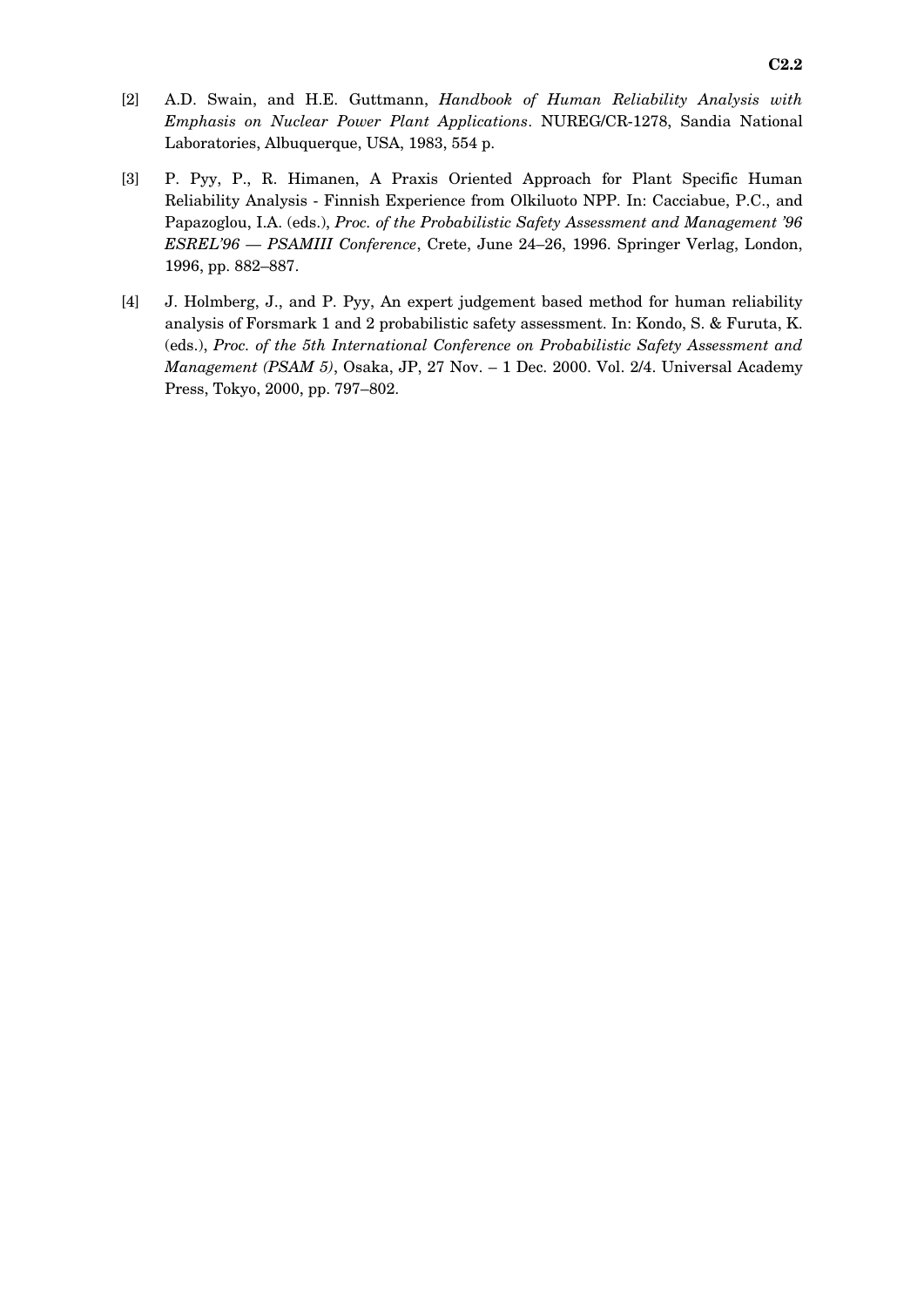[2] A.D. Swain, and H.E. Guttmann, *Handbook of Human Reliability Analysis with Emphasis on Nuclear Power Plant Applications*. NUREG/CR-1278, Sandia National Laboratories, Albuquerque, USA, 1983, 554 p.

[3] P. Pyy, P., R. Himanen, A Praxis Oriented Approach for Plant Specific Human Reliability Analysis - Finnish Experience from Olkiluoto NPP. In: Cacciabue, P.C., and Papazoglou, I.A. (eds.), *Proc. of the Probabilistic Safety Assessment and Management '96 ESREL'96 — PSAMIII Conference*, Crete, June 24–26, 1996. Springer Verlag, London, 1996, pp. 882–887.

[4] J. Holmberg, J., and P. Pyy, An expert judgement based method for human reliability analysis of Forsmark 1 and 2 probabilistic safety assessment. In: Kondo, S. & Furuta, K. (eds.), *Proc. of the 5th International Conference on Probabilistic Safety Assessment and Management (PSAM 5)*, Osaka, JP, 27 Nov. – 1 Dec. 2000. Vol. 2/4. Universal Academy Press, Tokyo, 2000, pp. 797–802.